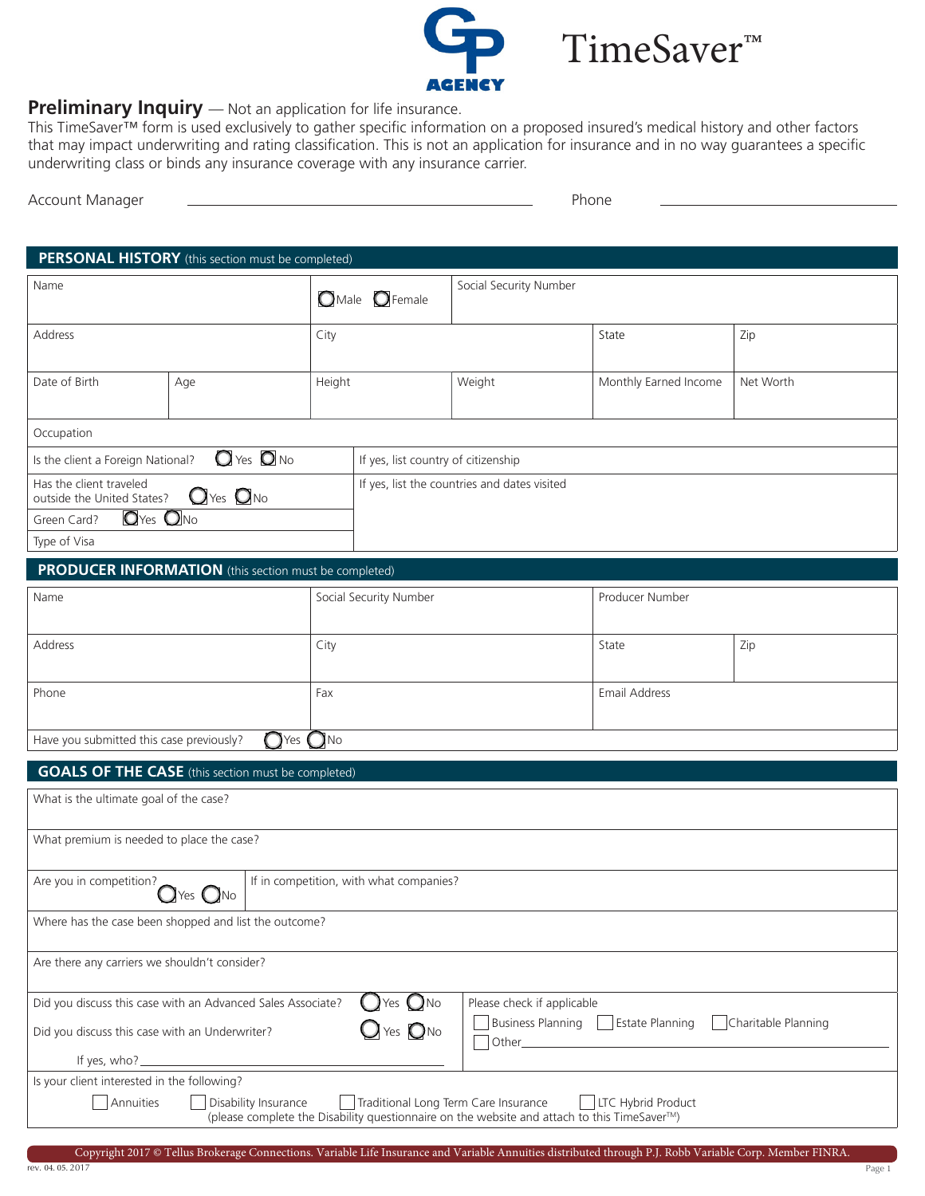GP AGENCY

# TimeSaver™

## Preliminary Inquiry — Not an application for life insurance.

This TimeSaver™ form is used exclusively to gather specific information on a proposed insured's medical history and other factors that may impact underwriting and rating classification. This is not an application for insurance and in no way guarantees a specific underwriting class or binds any insurance carrier.

Account Manager ______________________ Phone ______________________

## PERSONAL HISTORY (this section must be completed)

| Name | | ◯ Male ◯ Female | Social Security Number | | |
|---|---|---|---|---|---|
| Address | | City | | State | Zip |
| Date of Birth | Age | Height | Weight | Monthly Earned Income | Net Worth |

Occupation

| Is the client a Foreign National? ◯ Yes ◯ No | If yes, list country of citizenship |
|---|---|
| Has the client traveled outside the United States? ◯ Yes ◯ No | If yes, list the countries and dates visited |
| Green Card? ◯ Yes ◯ No | |
| Type of Visa | |

## PRODUCER INFORMATION (this section must be completed)

| Name | Social Security Number | Producer Number | |
|---|---|---|---|
| Address | City | State | Zip |
| Phone | Fax | Email Address | |

Have you submitted this case previously? ◯ Yes ◯ No

## GOALS OF THE CASE (this section must be completed)

What is the ultimate goal of the case?

What premium is needed to place the case?

| Are you in competition? ◯ Yes ◯ No | If in competition, with what companies? |
|---|---|

Where has the case been shopped and list the outcome?

Are there any carriers we shouldn't consider?

Did you discuss this case with an Advanced Sales Associate? ◯ Yes ◯ No

Did you discuss this case with an Underwriter? ◯ Yes ◯ No

If yes, who? ______________________

Please check if applicable

☐ Business Planning ☐ Estate Planning ☐ Charitable Planning ☐ Other______________________

Is your client interested in the following?

☐ Annuities ☐ Disability Insurance ☐ Traditional Long Term Care Insurance ☐ LTC Hybrid Product

(please complete the Disability questionnaire on the website and attach to this TimeSaver™)

Copyright 2017 © Tellus Brokerage Connections. Variable Life Insurance and Variable Annuities distributed through P.J. Robb Variable Corp. Member FINRA.

rev. 04. 05. 2017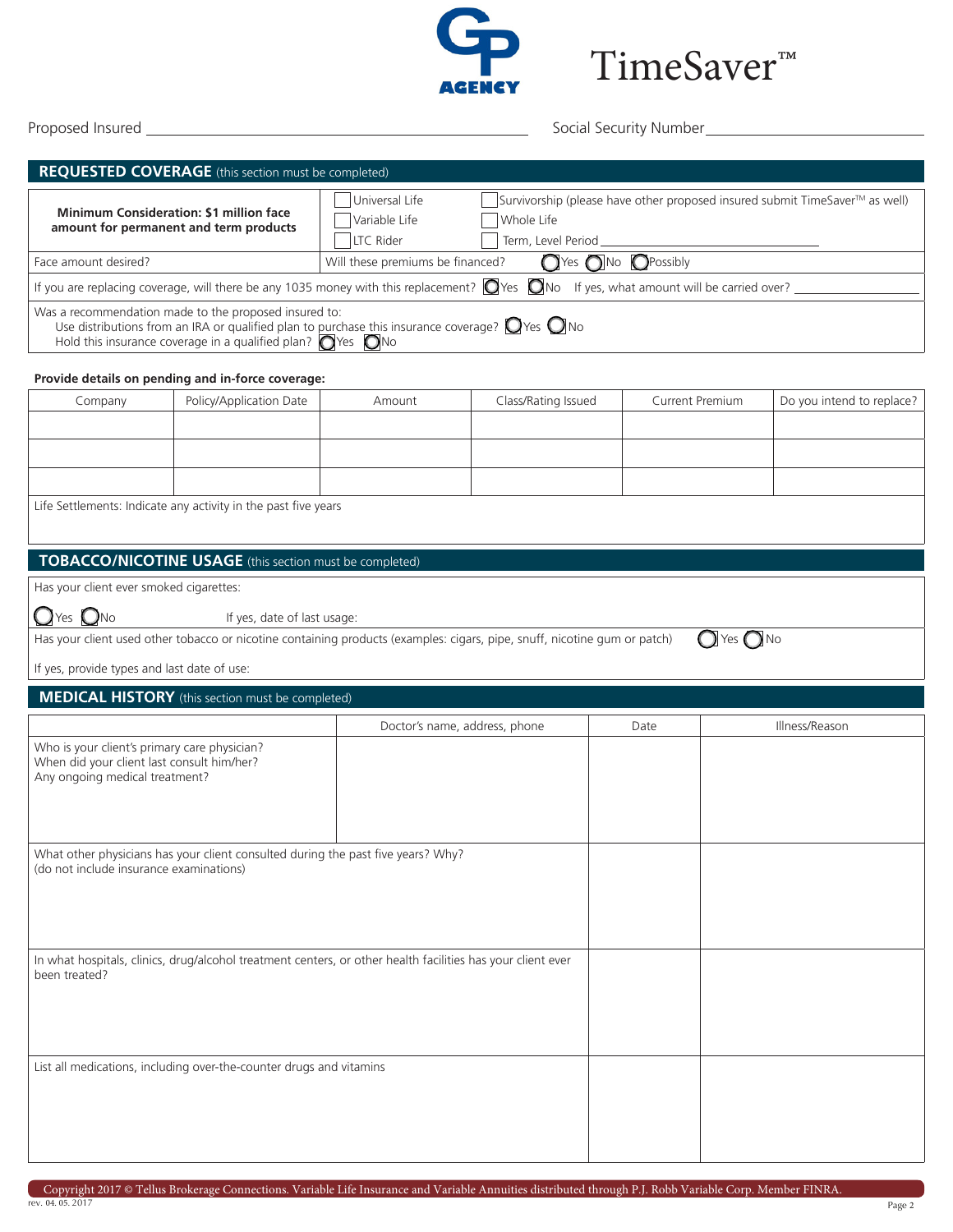GP AGENCY

# TimeSaver™

Proposed Insured ______________________ Social Security Number ______________________

## REQUESTED COVERAGE (this section must be completed)

| **Minimum Consideration: $1 million face amount for permanent and term products** | ☐ Universal Life ☐ Variable Life ☐ LTC Rider | ☐ Survivorship (please have other proposed insured submit TimeSaver™ as well) ☐ Whole Life ☐ Term, Level Period ______ |
|---|---|---|
| Face amount desired? | Will these premiums be financed? ◯ Yes ◯ No ◯ Possibly | |

If you are replacing coverage, will there be any 1035 money with this replacement? ◯ Yes ◯ No If yes, what amount will be carried over? ______

Was a recommendation made to the proposed insured to:
Use distributions from an IRA or qualified plan to purchase this insurance coverage? ◯ Yes ◯ No
Hold this insurance coverage in a qualified plan? ◯ Yes ◯ No

**Provide details on pending and in-force coverage:**

| Company | Policy/Application Date | Amount | Class/Rating Issued | Current Premium | Do you intend to replace? |
|---|---|---|---|---|---|
| | | | | | |
| | | | | | |
| | | | | | |

Life Settlements: Indicate any activity in the past five years

## TOBACCO/NICOTINE USAGE (this section must be completed)

Has your client ever smoked cigarettes:

◯ Yes ◯ No If yes, date of last usage:

Has your client used other tobacco or nicotine containing products (examples: cigars, pipe, snuff, nicotine gum or patch) ◯ Yes ◯ No

If yes, provide types and last date of use:

## MEDICAL HISTORY (this section must be completed)

| | Doctor's name, address, phone | Date | Illness/Reason |
|---|---|---|---|
| Who is your client's primary care physician? When did your client last consult him/her? Any ongoing medical treatment? | | | |
| What other physicians has your client consulted during the past five years? Why? (do not include insurance examinations) | | | |
| In what hospitals, clinics, drug/alcohol treatment centers, or other health facilities has your client ever been treated? | | | |
| List all medications, including over-the-counter drugs and vitamins | | | |

Copyright 2017 © Tellus Brokerage Connections. Variable Life Insurance and Variable Annuities distributed through P.J. Robb Variable Corp. Member FINRA.

rev. 04. 05. 2017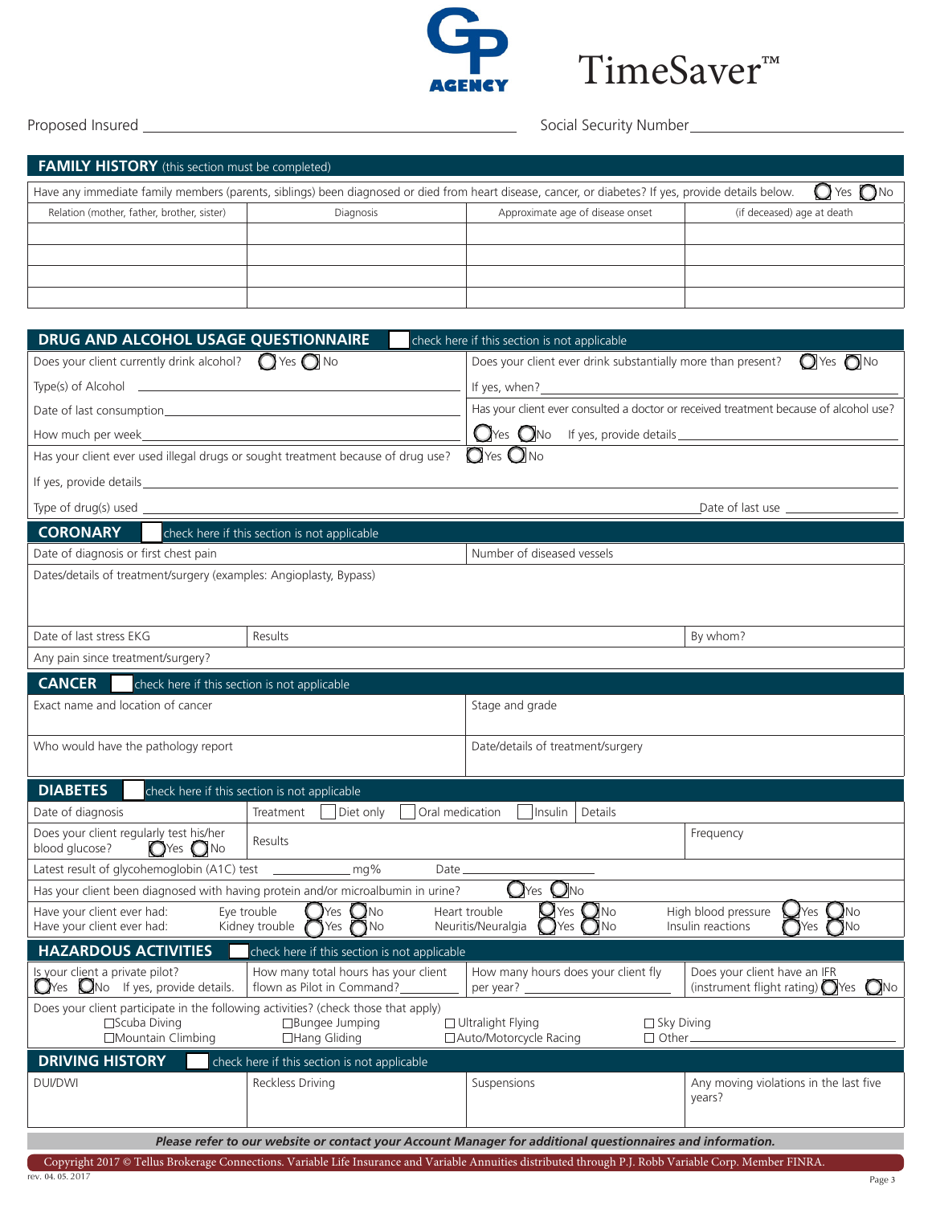GP AGENCY

# TimeSaver™

Proposed Insured ______________________________ Social Security Number ______________________

## FAMILY HISTORY (this section must be completed)

Have any immediate family members (parents, siblings) been diagnosed or died from heart disease, cancer, or diabetes? If yes, provide details below. ◯ Yes ◯ No

| Relation (mother, father, brother, sister) | Diagnosis | Approximate age of disease onset | (if deceased) age at death |
|---|---|---|---|
| | | | |
| | | | |
| | | | |
| | | | |

## DRUG AND ALCOHOL USAGE QUESTIONNAIRE ☐ check here if this section is not applicable

Does your client currently drink alcohol? ◯ Yes ◯ No

Type(s) of Alcohol ______________________

Date of last consumption ______________________

How much per week ______________________

Does your client ever drink substantially more than present? ◯ Yes ◯ No

If yes, when? ______________________

Has your client ever consulted a doctor or received treatment because of alcohol use?

◯ Yes ◯ No If yes, provide details ______________________

Has your client ever used illegal drugs or sought treatment because of drug use? ◯ Yes ◯ No

If yes, provide details ______________________

Type of drug(s) used ______________________ Date of last use ______________________

## CORONARY ☐ check here if this section is not applicable

Date of diagnosis or first chest pain | Number of diseased vessels

Dates/details of treatment/surgery (examples: Angioplasty, Bypass)

Date of last stress EKG | Results | By whom?

Any pain since treatment/surgery?

## CANCER ☐ check here if this section is not applicable

Exact name and location of cancer | Stage and grade

Who would have the pathology report | Date/details of treatment/surgery

## DIABETES ☐ check here if this section is not applicable

Date of diagnosis | Treatment ☐ Diet only ☐ Oral medication ☐ Insulin | Details

Does your client regularly test his/her blood glucose? ◯ Yes ◯ No | Results | Frequency

Latest result of glycohemoglobin (A1C) test __________ mg% Date __________

Has your client been diagnosed with having protein and/or microalbumin in urine? ◯ Yes ◯ No

Have your client ever had: Eye trouble ◯ Yes ◯ No Heart trouble ◯ Yes ◯ No High blood pressure ◯ Yes ◯ No

Have your client ever had: Kidney trouble ◯ Yes ◯ No Neuritis/Neuralgia ◯ Yes ◯ No Insulin reactions ◯ Yes ◯ No

## HAZARDOUS ACTIVITIES ☐ check here if this section is not applicable

Is your client a private pilot? ◯ Yes ◯ No If yes, provide details. | How many total hours has your client flown as Pilot in Command? ______ | How many hours does your client fly per year? ______ | Does your client have an IFR (instrument flight rating) ◯ Yes ◯ No

Does your client participate in the following activities? (check those that apply)

☐ Scuba Diving ☐ Bungee Jumping ☐ Ultralight Flying ☐ Sky Diving

☐ Mountain Climbing ☐ Hang Gliding ☐ Auto/Motorcycle Racing ☐ Other ______

## DRIVING HISTORY ☐ check here if this section is not applicable

| DUI/DWI | Reckless Driving | Suspensions | Any moving violations in the last five years? |
|---|---|---|---|
| | | | |

***Please refer to our website or contact your Account Manager for additional questionnaires and information.***

Copyright 2017 © Tellus Brokerage Connections. Variable Life Insurance and Variable Annuities distributed through P.J. Robb Variable Corp. Member FINRA.

rev. 04. 05. 2017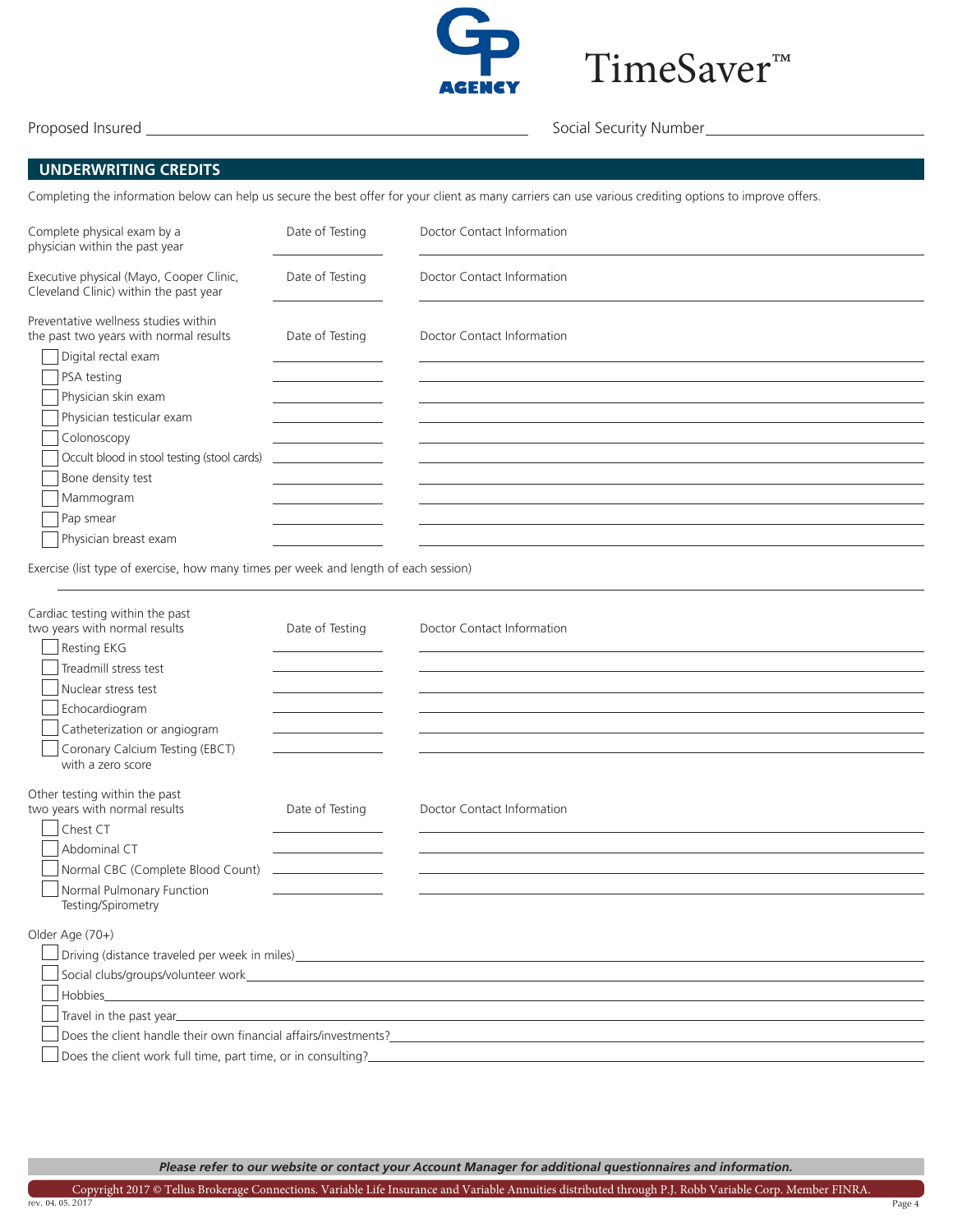GP AGENCY

TimeSaver™

Proposed Insured ______________________ Social Security Number ______________________

## UNDERWRITING CREDITS

Completing the information below can help us secure the best offer for your client as many carriers can use various crediting options to improve offers.

| | Date of Testing | Doctor Contact Information |
|---|---|---|
| Complete physical exam by a physician within the past year | | |
| Executive physical (Mayo, Cooper Clinic, Cleveland Clinic) within the past year | | |

| Preventative wellness studies within the past two years with normal results | Date of Testing | Doctor Contact Information |
|---|---|---|
| ☐ Digital rectal exam | | |
| ☐ PSA testing | | |
| ☐ Physician skin exam | | |
| ☐ Physician testicular exam | | |
| ☐ Colonoscopy | | |
| ☐ Occult blood in stool testing (stool cards) | | |
| ☐ Bone density test | | |
| ☐ Mammogram | | |
| ☐ Pap smear | | |
| ☐ Physician breast exam | | |

Exercise (list type of exercise, how many times per week and length of each session)

______________________

| Cardiac testing within the past two years with normal results | Date of Testing | Doctor Contact Information |
|---|---|---|
| ☐ Resting EKG | | |
| ☐ Treadmill stress test | | |
| ☐ Nuclear stress test | | |
| ☐ Echocardiogram | | |
| ☐ Catheterization or angiogram | | |
| ☐ Coronary Calcium Testing (EBCT) with a zero score | | |

| Other testing within the past two years with normal results | Date of Testing | Doctor Contact Information |
|---|---|---|
| ☐ Chest CT | | |
| ☐ Abdominal CT | | |
| ☐ Normal CBC (Complete Blood Count) | | |
| ☐ Normal Pulmonary Function Testing/Spirometry | | |

Older Age (70+)

- ☐ Driving (distance traveled per week in miles) ______________________
- ☐ Social clubs/groups/volunteer work ______________________
- ☐ Hobbies ______________________
- ☐ Travel in the past year ______________________
- ☐ Does the client handle their own financial affairs/investments? ______________________
- ☐ Does the client work full time, part time, or in consulting? ______________________

***Please refer to our website or contact your Account Manager for additional questionnaires and information.***

Copyright 2017 © Tellus Brokerage Connections. Variable Life Insurance and Variable Annuities distributed through P.J. Robb Variable Corp. Member FINRA.

rev. 04. 05. 2017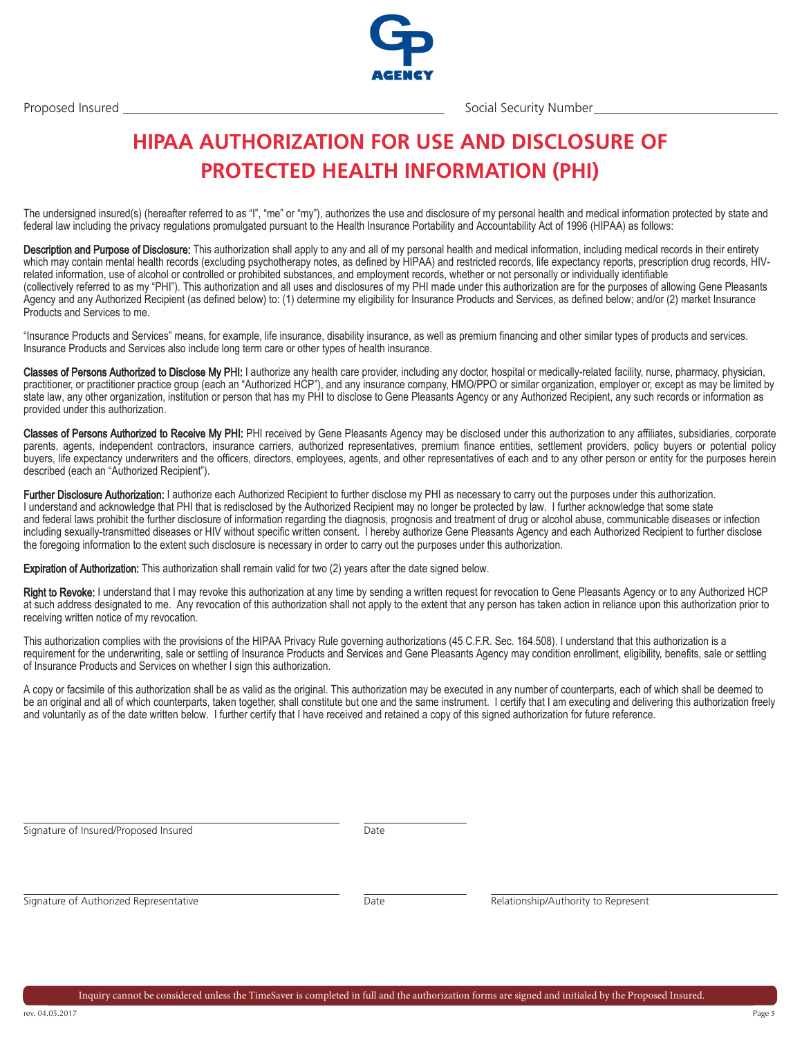Proposed Insured ______________________________ Social Security Number ______________________

# HIPAA AUTHORIZATION FOR USE AND DISCLOSURE OF PROTECTED HEALTH INFORMATION (PHI)

The undersigned insured(s) (hereafter referred to as "I", "me" or "my"), authorizes the use and disclosure of my personal health and medical information protected by state and federal law including the privacy regulations promulgated pursuant to the Health Insurance Portability and Accountability Act of 1996 (HIPAA) as follows:

**Description and Purpose of Disclosure:** This authorization shall apply to any and all of my personal health and medical information, including medical records in their entirety which may contain mental health records (excluding psychotherapy notes, as defined by HIPAA) and restricted records, life expectancy reports, prescription drug records, HIV-related information, use of alcohol or controlled or prohibited substances, and employment records, whether or not personally or individually identifiable (collectively referred to as my "PHI"). This authorization and all uses and disclosures of my PHI made under this authorization are for the purposes of allowing Gene Pleasants Agency and any Authorized Recipient (as defined below) to: (1) determine my eligibility for Insurance Products and Services, as defined below; and/or (2) market Insurance Products and Services to me.

"Insurance Products and Services" means, for example, life insurance, disability insurance, as well as premium financing and other similar types of products and services. Insurance Products and Services also include long term care or other types of health insurance.

**Classes of Persons Authorized to Disclose My PHI:** I authorize any health care provider, including any doctor, hospital or medically-related facility, nurse, pharmacy, physician, practitioner, or practitioner practice group (each an "Authorized HCP"), and any insurance company, HMO/PPO or similar organization, employer or, except as may be limited by state law, any other organization, institution or person that has my PHI to disclose to Gene Pleasants Agency or any Authorized Recipient, any such records or information as provided under this authorization.

**Classes of Persons Authorized to Receive My PHI:** PHI received by Gene Pleasants Agency may be disclosed under this authorization to any affiliates, subsidiaries, corporate parents, agents, independent contractors, insurance carriers, authorized representatives, premium finance entities, settlement providers, policy buyers or potential policy buyers, life expectancy underwriters and the officers, directors, employees, agents, and other representatives of each and to any other person or entity for the purposes herein described (each an "Authorized Recipient").

**Further Disclosure Authorization:** I authorize each Authorized Recipient to further disclose my PHI as necessary to carry out the purposes under this authorization. I understand and acknowledge that PHI that is redisclosed by the Authorized Recipient may no longer be protected by law. I further acknowledge that some state and federal laws prohibit the further disclosure of information regarding the diagnosis, prognosis and treatment of drug or alcohol abuse, communicable diseases or infection including sexually-transmitted diseases or HIV without specific written consent. I hereby authorize Gene Pleasants Agency and each Authorized Recipient to further disclose the foregoing information to the extent such disclosure is necessary in order to carry out the purposes under this authorization.

**Expiration of Authorization:** This authorization shall remain valid for two (2) years after the date signed below.

**Right to Revoke:** I understand that I may revoke this authorization at any time by sending a written request for revocation to Gene Pleasants Agency or to any Authorized HCP at such address designated to me. Any revocation of this authorization shall not apply to the extent that any person has taken action in reliance upon this authorization prior to receiving written notice of my revocation.

This authorization complies with the provisions of the HIPAA Privacy Rule governing authorizations (45 C.F.R. Sec. 164.508). I understand that this authorization is a requirement for the underwriting, sale or settling of Insurance Products and Services and Gene Pleasants Agency may condition enrollment, eligibility, benefits, sale or settling of Insurance Products and Services on whether I sign this authorization.

A copy or facsimile of this authorization shall be as valid as the original. This authorization may be executed in any number of counterparts, each of which shall be deemed to be an original and all of which counterparts, taken together, shall constitute but one and the same instrument. I certify that I am executing and delivering this authorization freely and voluntarily as of the date written below. I further certify that I have received and retained a copy of this signed authorization for future reference.

______________________________ ______________
Signature of Insured/Proposed Insured Date

______________________________ ______________ ______________________________
Signature of Authorized Representative Date Relationship/Authority to Represent

Inquiry cannot be considered unless the TimeSaver is completed in full and the authorization forms are signed and initialed by the Proposed Insured.

rev. 04.05.2017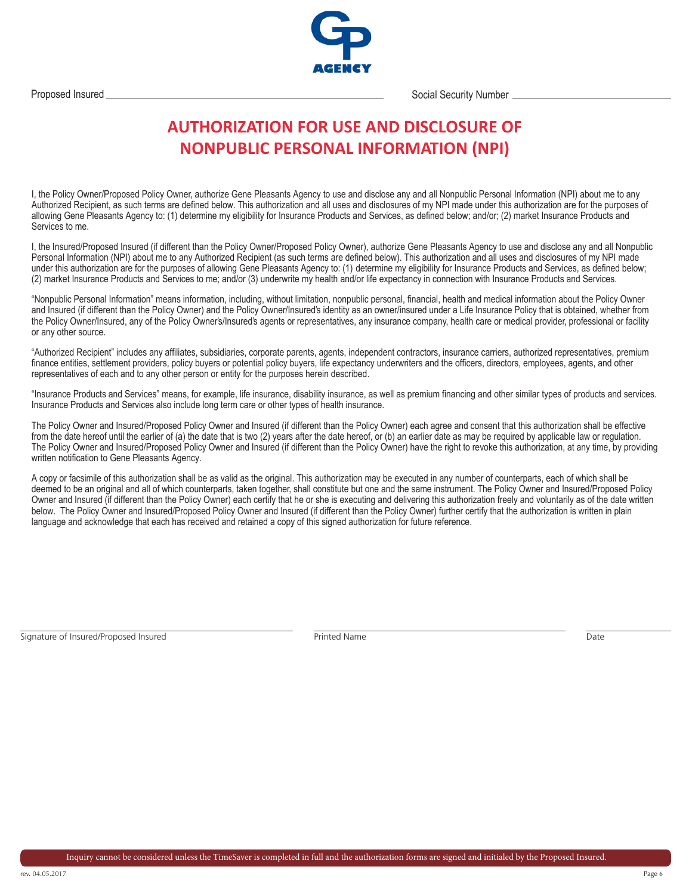GP AGENCY

Proposed Insured \_\_\_\_\_\_\_\_\_\_\_\_\_\_\_\_\_\_\_\_\_\_\_\_\_\_\_\_\_\_ Social Security Number \_\_\_\_\_\_\_\_\_\_\_\_\_\_\_\_\_\_\_\_

# AUTHORIZATION FOR USE AND DISCLOSURE OF NONPUBLIC PERSONAL INFORMATION (NPI)

I, the Policy Owner/Proposed Policy Owner, authorize Gene Pleasants Agency to use and disclose any and all Nonpublic Personal Information (NPI) about me to any Authorized Recipient, as such terms are defined below. This authorization and all uses and disclosures of my NPI made under this authorization are for the purposes of allowing Gene Pleasants Agency to: (1) determine my eligibility for Insurance Products and Services, as defined below; and/or; (2) market Insurance Products and Services to me.

I, the Insured/Proposed Insured (if different than the Policy Owner/Proposed Policy Owner), authorize Gene Pleasants Agency to use and disclose any and all Nonpublic Personal Information (NPI) about me to any Authorized Recipient (as such terms are defined below). This authorization and all uses and disclosures of my NPI made under this authorization are for the purposes of allowing Gene Pleasants Agency to: (1) determine my eligibility for Insurance Products and Services, as defined below; (2) market Insurance Products and Services to me; and/or (3) underwrite my health and/or life expectancy in connection with Insurance Products and Services.

"Nonpublic Personal Information" means information, including, without limitation, nonpublic personal, financial, health and medical information about the Policy Owner and Insured (if different than the Policy Owner) and the Policy Owner/Insured's identity as an owner/insured under a Life Insurance Policy that is obtained, whether from the Policy Owner/Insured, any of the Policy Owner's/Insured's agents or representatives, any insurance company, health care or medical provider, professional or facility or any other source.

"Authorized Recipient" includes any affiliates, subsidiaries, corporate parents, agents, independent contractors, insurance carriers, authorized representatives, premium finance entities, settlement providers, policy buyers or potential policy buyers, life expectancy underwriters and the officers, directors, employees, agents, and other representatives of each and to any other person or entity for the purposes herein described.

"Insurance Products and Services" means, for example, life insurance, disability insurance, as well as premium financing and other similar types of products and services. Insurance Products and Services also include long term care or other types of health insurance.

The Policy Owner and Insured/Proposed Policy Owner and Insured (if different than the Policy Owner) each agree and consent that this authorization shall be effective from the date hereof until the earlier of (a) the date that is two (2) years after the date hereof, or (b) an earlier date as may be required by applicable law or regulation. The Policy Owner and Insured/Proposed Policy Owner and Insured (if different than the Policy Owner) have the right to revoke this authorization, at any time, by providing written notification to Gene Pleasants Agency.

A copy or facsimile of this authorization shall be as valid as the original. This authorization may be executed in any number of counterparts, each of which shall be deemed to be an original and all of which counterparts, taken together, shall constitute but one and the same instrument. The Policy Owner and Insured/Proposed Policy Owner and Insured (if different than the Policy Owner) each certify that he or she is executing and delivering this authorization freely and voluntarily as of the date written below. The Policy Owner and Insured/Proposed Policy Owner and Insured (if different than the Policy Owner) further certify that the authorization is written in plain language and acknowledge that each has received and retained a copy of this signed authorization for future reference.

\_\_\_\_\_\_\_\_\_\_\_\_\_\_\_\_\_\_\_\_\_\_\_\_\_\_\_\_\_\_ \_\_\_\_\_\_\_\_\_\_\_\_\_\_\_\_\_\_\_\_\_\_\_\_\_\_\_\_\_\_ \_\_\_\_\_\_\_\_\_\_\_\_
Signature of Insured/Proposed Insured Printed Name Date

Inquiry cannot be considered unless the TimeSaver is completed in full and the authorization forms are signed and initialed by the Proposed Insured.

rev. 04.05.2017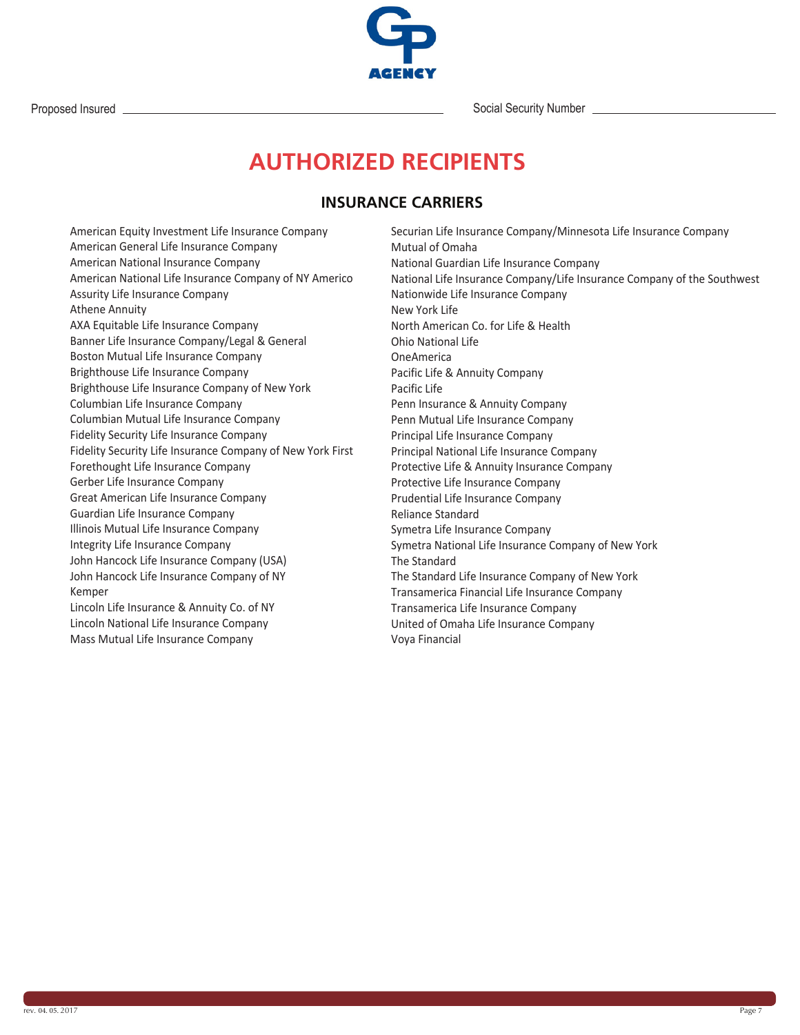Proposed Insured ______________________________ Social Security Number ____________________

# AUTHORIZED RECIPIENTS

## INSURANCE CARRIERS

American Equity Investment Life Insurance Company
American General Life Insurance Company
American National Insurance Company
American National Life Insurance Company of NY Americo
Assurity Life Insurance Company
Athene Annuity
AXA Equitable Life Insurance Company
Banner Life Insurance Company/Legal & General
Boston Mutual Life Insurance Company
Brighthouse Life Insurance Company
Brighthouse Life Insurance Company of New York
Columbian Life Insurance Company
Columbian Mutual Life Insurance Company
Fidelity Security Life Insurance Company
Fidelity Security Life Insurance Company of New York First
Forethought Life Insurance Company
Gerber Life Insurance Company
Great American Life Insurance Company
Guardian Life Insurance Company
Illinois Mutual Life Insurance Company
Integrity Life Insurance Company
John Hancock Life Insurance Company (USA)
John Hancock Life Insurance Company of NY
Kemper
Lincoln Life Insurance & Annuity Co. of NY
Lincoln National Life Insurance Company
Mass Mutual Life Insurance Company
Securian Life Insurance Company/Minnesota Life Insurance Company
Mutual of Omaha
National Guardian Life Insurance Company
National Life Insurance Company/Life Insurance Company of the Southwest
Nationwide Life Insurance Company
New York Life
North American Co. for Life & Health
Ohio National Life
OneAmerica
Pacific Life & Annuity Company
Pacific Life
Penn Insurance & Annuity Company
Penn Mutual Life Insurance Company
Principal Life Insurance Company
Principal National Life Insurance Company
Protective Life & Annuity Insurance Company
Protective Life Insurance Company
Prudential Life Insurance Company
Reliance Standard
Symetra Life Insurance Company
Symetra National Life Insurance Company of New York
The Standard
The Standard Life Insurance Company of New York
Transamerica Financial Life Insurance Company
Transamerica Life Insurance Company
United of Omaha Life Insurance Company
Voya Financial

rev. 04. 05. 2017